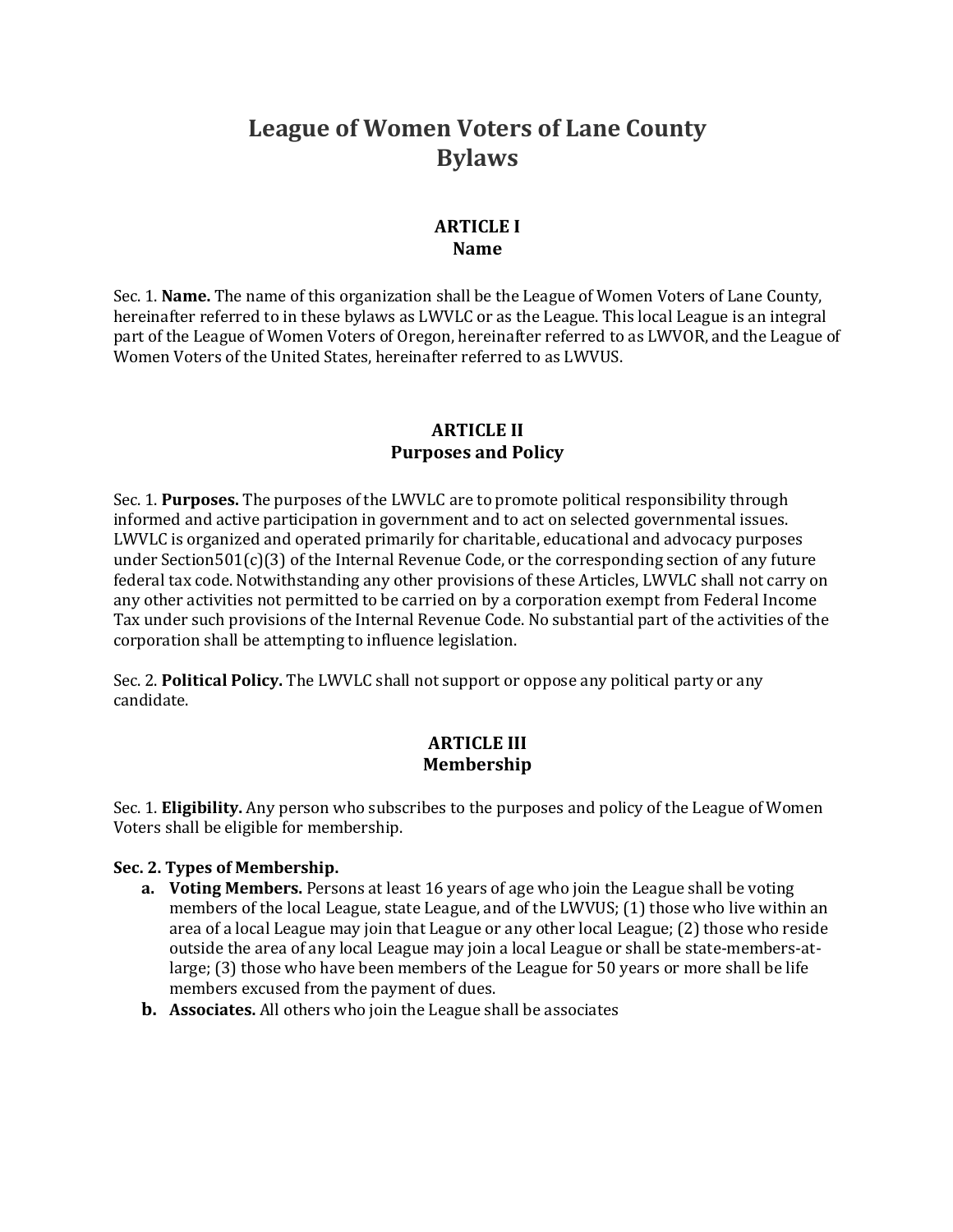# League of Women Voters of Lane County Bylaws

## ARTICLE I
## Name

Sec. 1. **Name.** The name of this organization shall be the League of Women Voters of Lane County, hereinafter referred to in these bylaws as LWVLC or as the League. This local League is an integral part of the League of Women Voters of Oregon, hereinafter referred to as LWVOR, and the League of Women Voters of the United States, hereinafter referred to as LWVUS.

## ARTICLE II
## Purposes and Policy

Sec. 1. **Purposes.** The purposes of the LWVLC are to promote political responsibility through informed and active participation in government and to act on selected governmental issues. LWVLC is organized and operated primarily for charitable, educational and advocacy purposes under Section501(c)(3) of the Internal Revenue Code, or the corresponding section of any future federal tax code. Notwithstanding any other provisions of these Articles, LWVLC shall not carry on any other activities not permitted to be carried on by a corporation exempt from Federal Income Tax under such provisions of the Internal Revenue Code. No substantial part of the activities of the corporation shall be attempting to influence legislation.

Sec. 2. **Political Policy.** The LWVLC shall not support or oppose any political party or any candidate.

## ARTICLE III
## Membership

Sec. 1. **Eligibility.** Any person who subscribes to the purposes and policy of the League of Women Voters shall be eligible for membership.

**Sec. 2. Types of Membership.**

- **a. Voting Members.** Persons at least 16 years of age who join the League shall be voting members of the local League, state League, and of the LWVUS; (1) those who live within an area of a local League may join that League or any other local League; (2) those who reside outside the area of any local League may join a local League or shall be state-members-at-large; (3) those who have been members of the League for 50 years or more shall be life members excused from the payment of dues.
- **b. Associates.** All others who join the League shall be associates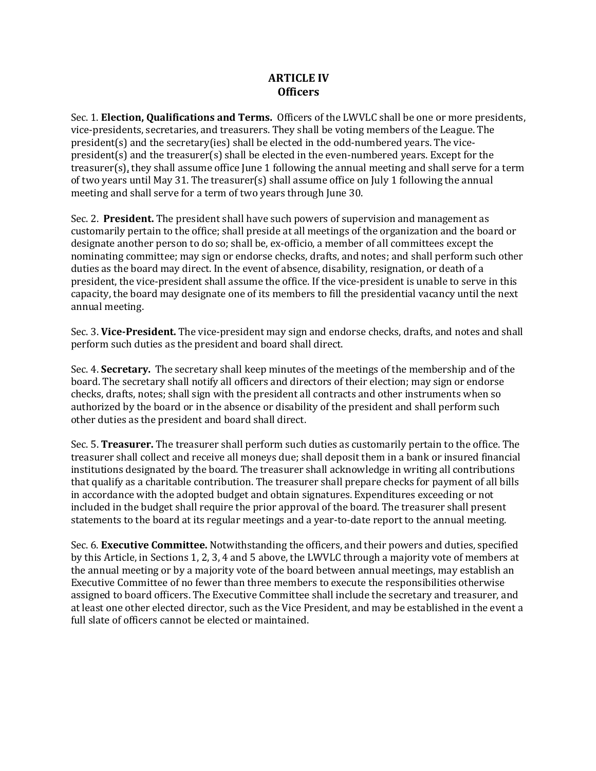# ARTICLE IV
## Officers

Sec. 1. **Election, Qualifications and Terms.** Officers of the LWVLC shall be one or more presidents, vice-presidents, secretaries, and treasurers. They shall be voting members of the League. The president(s) and the secretary(ies) shall be elected in the odd-numbered years. The vice-president(s) and the treasurer(s) shall be elected in the even-numbered years. Except for the treasurer(s), they shall assume office June 1 following the annual meeting and shall serve for a term of two years until May 31. The treasurer(s) shall assume office on July 1 following the annual meeting and shall serve for a term of two years through June 30.

Sec. 2. **President.** The president shall have such powers of supervision and management as customarily pertain to the office; shall preside at all meetings of the organization and the board or designate another person to do so; shall be, ex-officio, a member of all committees except the nominating committee; may sign or endorse checks, drafts, and notes; and shall perform such other duties as the board may direct. In the event of absence, disability, resignation, or death of a president, the vice-president shall assume the office. If the vice-president is unable to serve in this capacity, the board may designate one of its members to fill the presidential vacancy until the next annual meeting.

Sec. 3. **Vice-President.** The vice-president may sign and endorse checks, drafts, and notes and shall perform such duties as the president and board shall direct.

Sec. 4. **Secretary.** The secretary shall keep minutes of the meetings of the membership and of the board. The secretary shall notify all officers and directors of their election; may sign or endorse checks, drafts, notes; shall sign with the president all contracts and other instruments when so authorized by the board or in the absence or disability of the president and shall perform such other duties as the president and board shall direct.

Sec. 5. **Treasurer.** The treasurer shall perform such duties as customarily pertain to the office. The treasurer shall collect and receive all moneys due; shall deposit them in a bank or insured financial institutions designated by the board. The treasurer shall acknowledge in writing all contributions that qualify as a charitable contribution. The treasurer shall prepare checks for payment of all bills in accordance with the adopted budget and obtain signatures. Expenditures exceeding or not included in the budget shall require the prior approval of the board. The treasurer shall present statements to the board at its regular meetings and a year-to-date report to the annual meeting.

Sec. 6. **Executive Committee.** Notwithstanding the officers, and their powers and duties, specified by this Article, in Sections 1, 2, 3, 4 and 5 above, the LWVLC through a majority vote of members at the annual meeting or by a majority vote of the board between annual meetings, may establish an Executive Committee of no fewer than three members to execute the responsibilities otherwise assigned to board officers. The Executive Committee shall include the secretary and treasurer, and at least one other elected director, such as the Vice President, and may be established in the event a full slate of officers cannot be elected or maintained.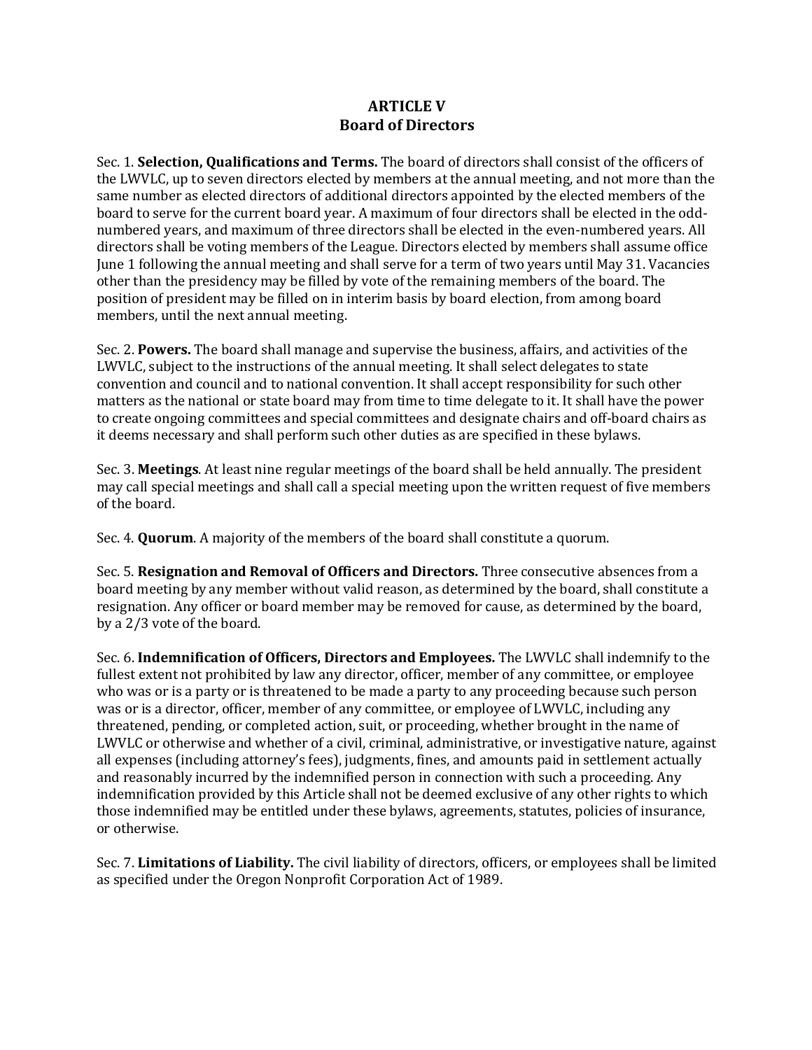## ARTICLE V
## Board of Directors

Sec. 1. **Selection, Qualifications and Terms.** The board of directors shall consist of the officers of the LWVLC, up to seven directors elected by members at the annual meeting, and not more than the same number as elected directors of additional directors appointed by the elected members of the board to serve for the current board year. A maximum of four directors shall be elected in the odd-numbered years, and maximum of three directors shall be elected in the even-numbered years. All directors shall be voting members of the League. Directors elected by members shall assume office June 1 following the annual meeting and shall serve for a term of two years until May 31. Vacancies other than the presidency may be filled by vote of the remaining members of the board. The position of president may be filled on in interim basis by board election, from among board members, until the next annual meeting.

Sec. 2. **Powers.** The board shall manage and supervise the business, affairs, and activities of the LWVLC, subject to the instructions of the annual meeting. It shall select delegates to state convention and council and to national convention. It shall accept responsibility for such other matters as the national or state board may from time to time delegate to it. It shall have the power to create ongoing committees and special committees and designate chairs and off-board chairs as it deems necessary and shall perform such other duties as are specified in these bylaws.

Sec. 3. **Meetings**. At least nine regular meetings of the board shall be held annually. The president may call special meetings and shall call a special meeting upon the written request of five members of the board.

Sec. 4. **Quorum**. A majority of the members of the board shall constitute a quorum.

Sec. 5. **Resignation and Removal of Officers and Directors.** Three consecutive absences from a board meeting by any member without valid reason, as determined by the board, shall constitute a resignation. Any officer or board member may be removed for cause, as determined by the board, by a 2/3 vote of the board.

Sec. 6. **Indemnification of Officers, Directors and Employees.** The LWVLC shall indemnify to the fullest extent not prohibited by law any director, officer, member of any committee, or employee who was or is a party or is threatened to be made a party to any proceeding because such person was or is a director, officer, member of any committee, or employee of LWVLC, including any threatened, pending, or completed action, suit, or proceeding, whether brought in the name of LWVLC or otherwise and whether of a civil, criminal, administrative, or investigative nature, against all expenses (including attorney's fees), judgments, fines, and amounts paid in settlement actually and reasonably incurred by the indemnified person in connection with such a proceeding. Any indemnification provided by this Article shall not be deemed exclusive of any other rights to which those indemnified may be entitled under these bylaws, agreements, statutes, policies of insurance, or otherwise.

Sec. 7. **Limitations of Liability.** The civil liability of directors, officers, or employees shall be limited as specified under the Oregon Nonprofit Corporation Act of 1989.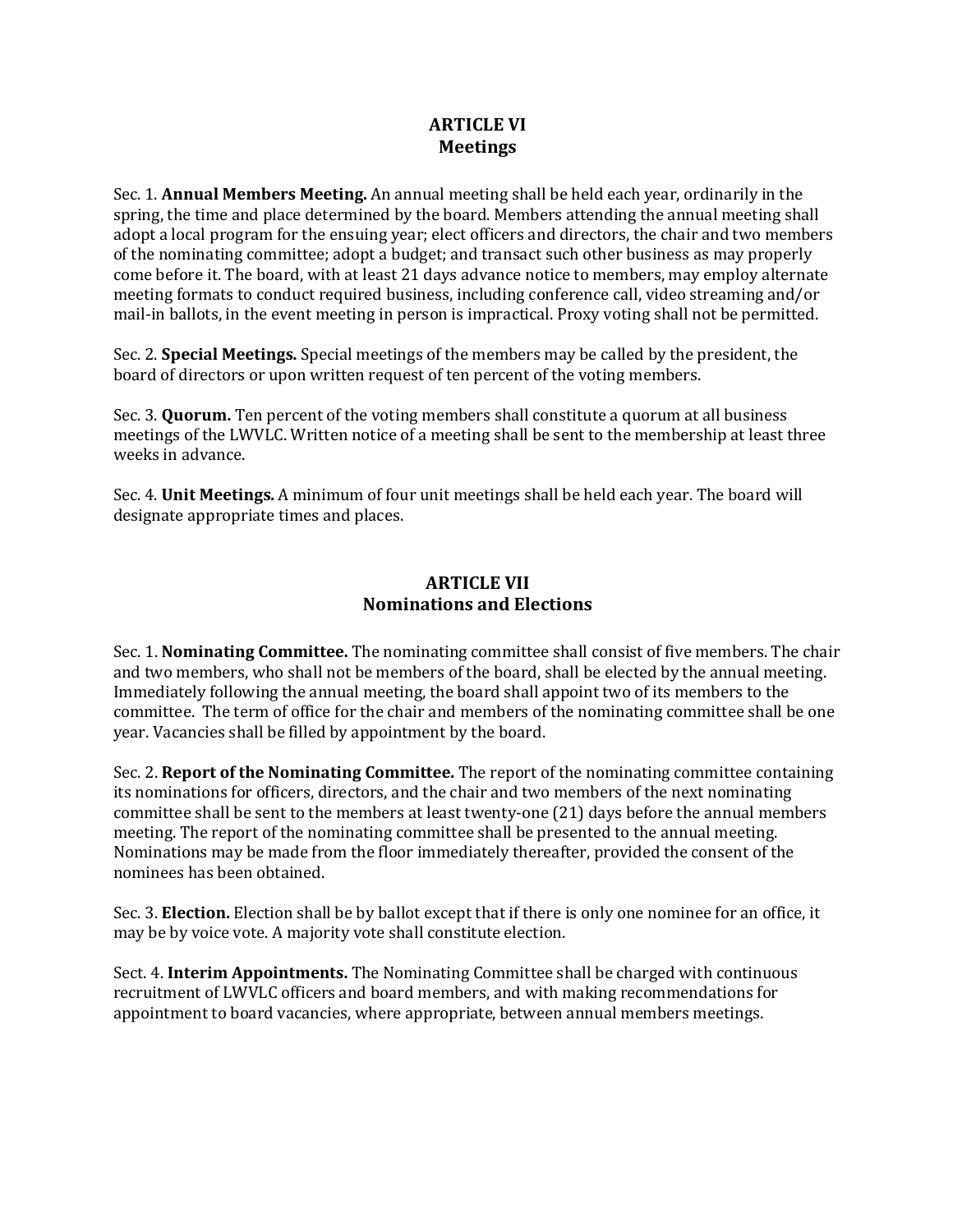## ARTICLE VI
## Meetings

Sec. 1. **Annual Members Meeting.** An annual meeting shall be held each year, ordinarily in the spring, the time and place determined by the board. Members attending the annual meeting shall adopt a local program for the ensuing year; elect officers and directors, the chair and two members of the nominating committee; adopt a budget; and transact such other business as may properly come before it. The board, with at least 21 days advance notice to members, may employ alternate meeting formats to conduct required business, including conference call, video streaming and/or mail-in ballots, in the event meeting in person is impractical. Proxy voting shall not be permitted.

Sec. 2. **Special Meetings.** Special meetings of the members may be called by the president, the board of directors or upon written request of ten percent of the voting members.

Sec. 3. **Quorum.** Ten percent of the voting members shall constitute a quorum at all business meetings of the LWVLC. Written notice of a meeting shall be sent to the membership at least three weeks in advance.

Sec. 4. **Unit Meetings.** A minimum of four unit meetings shall be held each year. The board will designate appropriate times and places.

## ARTICLE VII
## Nominations and Elections

Sec. 1. **Nominating Committee.** The nominating committee shall consist of five members. The chair and two members, who shall not be members of the board, shall be elected by the annual meeting. Immediately following the annual meeting, the board shall appoint two of its members to the committee. The term of office for the chair and members of the nominating committee shall be one year. Vacancies shall be filled by appointment by the board.

Sec. 2. **Report of the Nominating Committee.** The report of the nominating committee containing its nominations for officers, directors, and the chair and two members of the next nominating committee shall be sent to the members at least twenty-one (21) days before the annual members meeting. The report of the nominating committee shall be presented to the annual meeting. Nominations may be made from the floor immediately thereafter, provided the consent of the nominees has been obtained.

Sec. 3. **Election.** Election shall be by ballot except that if there is only one nominee for an office, it may be by voice vote. A majority vote shall constitute election.

Sect. 4. **Interim Appointments.** The Nominating Committee shall be charged with continuous recruitment of LWVLC officers and board members, and with making recommendations for appointment to board vacancies, where appropriate, between annual members meetings.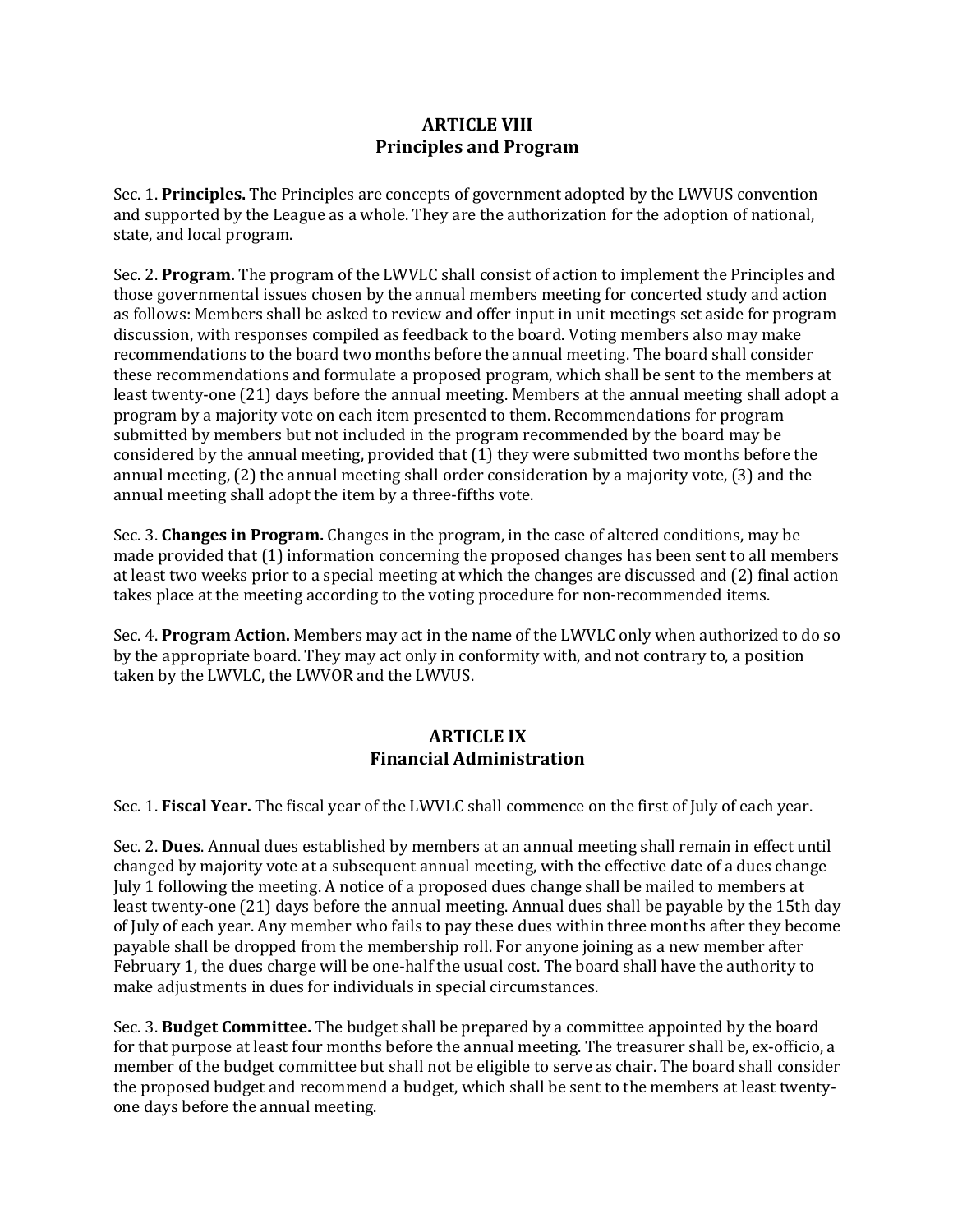## ARTICLE VIII
## Principles and Program

Sec. 1. **Principles.** The Principles are concepts of government adopted by the LWVUS convention and supported by the League as a whole. They are the authorization for the adoption of national, state, and local program.

Sec. 2. **Program.** The program of the LWVLC shall consist of action to implement the Principles and those governmental issues chosen by the annual members meeting for concerted study and action as follows: Members shall be asked to review and offer input in unit meetings set aside for program discussion, with responses compiled as feedback to the board. Voting members also may make recommendations to the board two months before the annual meeting. The board shall consider these recommendations and formulate a proposed program, which shall be sent to the members at least twenty-one (21) days before the annual meeting. Members at the annual meeting shall adopt a program by a majority vote on each item presented to them. Recommendations for program submitted by members but not included in the program recommended by the board may be considered by the annual meeting, provided that (1) they were submitted two months before the annual meeting, (2) the annual meeting shall order consideration by a majority vote, (3) and the annual meeting shall adopt the item by a three-fifths vote.

Sec. 3. **Changes in Program.** Changes in the program, in the case of altered conditions, may be made provided that (1) information concerning the proposed changes has been sent to all members at least two weeks prior to a special meeting at which the changes are discussed and (2) final action takes place at the meeting according to the voting procedure for non-recommended items.

Sec. 4. **Program Action.** Members may act in the name of the LWVLC only when authorized to do so by the appropriate board. They may act only in conformity with, and not contrary to, a position taken by the LWVLC, the LWVOR and the LWVUS.

## ARTICLE IX
## Financial Administration

Sec. 1. **Fiscal Year.** The fiscal year of the LWVLC shall commence on the first of July of each year.

Sec. 2. **Dues**. Annual dues established by members at an annual meeting shall remain in effect until changed by majority vote at a subsequent annual meeting, with the effective date of a dues change July 1 following the meeting. A notice of a proposed dues change shall be mailed to members at least twenty-one (21) days before the annual meeting. Annual dues shall be payable by the 15th day of July of each year. Any member who fails to pay these dues within three months after they become payable shall be dropped from the membership roll. For anyone joining as a new member after February 1, the dues charge will be one-half the usual cost. The board shall have the authority to make adjustments in dues for individuals in special circumstances.

Sec. 3. **Budget Committee.** The budget shall be prepared by a committee appointed by the board for that purpose at least four months before the annual meeting. The treasurer shall be, ex-officio, a member of the budget committee but shall not be eligible to serve as chair. The board shall consider the proposed budget and recommend a budget, which shall be sent to the members at least twenty-one days before the annual meeting.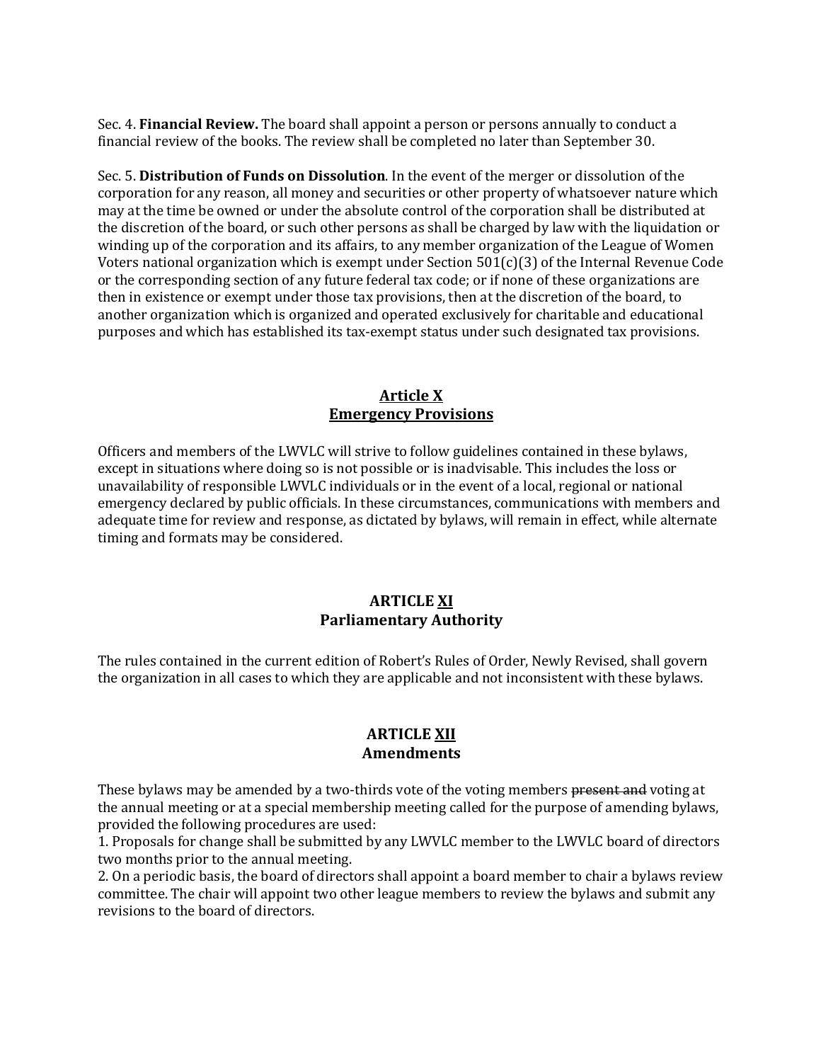Sec. 4. **Financial Review.** The board shall appoint a person or persons annually to conduct a financial review of the books. The review shall be completed no later than September 30.

Sec. 5. **Distribution of Funds on Dissolution**. In the event of the merger or dissolution of the corporation for any reason, all money and securities or other property of whatsoever nature which may at the time be owned or under the absolute control of the corporation shall be distributed at the discretion of the board, or such other persons as shall be charged by law with the liquidation or winding up of the corporation and its affairs, to any member organization of the League of Women Voters national organization which is exempt under Section 501(c)(3) of the Internal Revenue Code or the corresponding section of any future federal tax code; or if none of these organizations are then in existence or exempt under those tax provisions, then at the discretion of the board, to another organization which is organized and operated exclusively for charitable and educational purposes and which has established its tax-exempt status under such designated tax provisions.

## Article X
## Emergency Provisions

Officers and members of the LWVLC will strive to follow guidelines contained in these bylaws, except in situations where doing so is not possible or is inadvisable. This includes the loss or unavailability of responsible LWVLC individuals or in the event of a local, regional or national emergency declared by public officials. In these circumstances, communications with members and adequate time for review and response, as dictated by bylaws, will remain in effect, while alternate timing and formats may be considered.

## ARTICLE XI
## Parliamentary Authority

The rules contained in the current edition of Robert's Rules of Order, Newly Revised, shall govern the organization in all cases to which they are applicable and not inconsistent with these bylaws.

## ARTICLE XII
## Amendments

These bylaws may be amended by a two-thirds vote of the voting members ~~present and~~ voting at the annual meeting or at a special membership meeting called for the purpose of amending bylaws, provided the following procedures are used:

1. Proposals for change shall be submitted by any LWVLC member to the LWVLC board of directors two months prior to the annual meeting.
2. On a periodic basis, the board of directors shall appoint a board member to chair a bylaws review committee. The chair will appoint two other league members to review the bylaws and submit any revisions to the board of directors.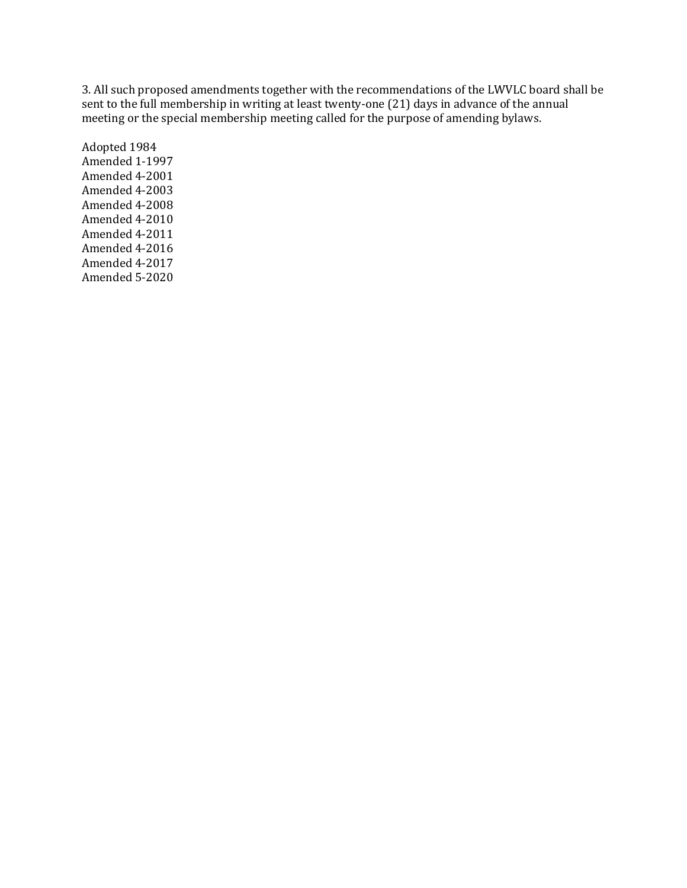3. All such proposed amendments together with the recommendations of the LWVLC board shall be sent to the full membership in writing at least twenty-one (21) days in advance of the annual meeting or the special membership meeting called for the purpose of amending bylaws.

Adopted 1984
Amended 1-1997
Amended 4-2001
Amended 4-2003
Amended 4-2008
Amended 4-2010
Amended 4-2011
Amended 4-2016
Amended 4-2017
Amended 5-2020